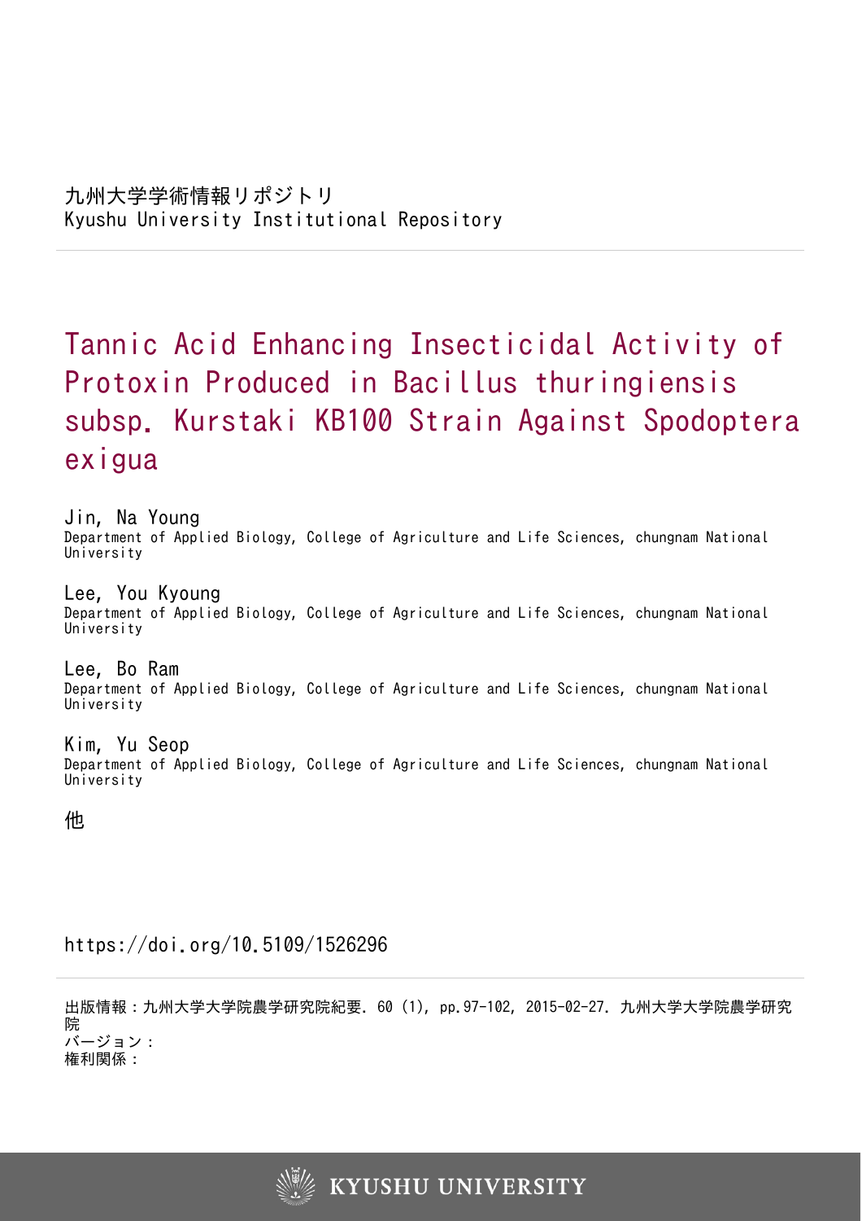九州大学学術情報リポジトリ
Kyushu University Institutional Repository

# Tannic Acid Enhancing Insecticidal Activity of Protoxin Produced in Bacillus thuringiensis subsp. Kurstaki KB100 Strain Against Spodoptera exigua

Jin, Na Young
Department of Applied Biology, College of Agriculture and Life Sciences, chungnam National University

Lee, You Kyoung
Department of Applied Biology, College of Agriculture and Life Sciences, chungnam National University

Lee, Bo Ram
Department of Applied Biology, College of Agriculture and Life Sciences, chungnam National University

Kim, Yu Seop
Department of Applied Biology, College of Agriculture and Life Sciences, chungnam National University

他

https://doi.org/10.5109/1526296

出版情報：九州大学大学院農学研究院紀要. 60 (1), pp.97-102, 2015-02-27. 九州大学大学院農学研究院
バージョン：
権利関係：

KYUSHU UNIVERSITY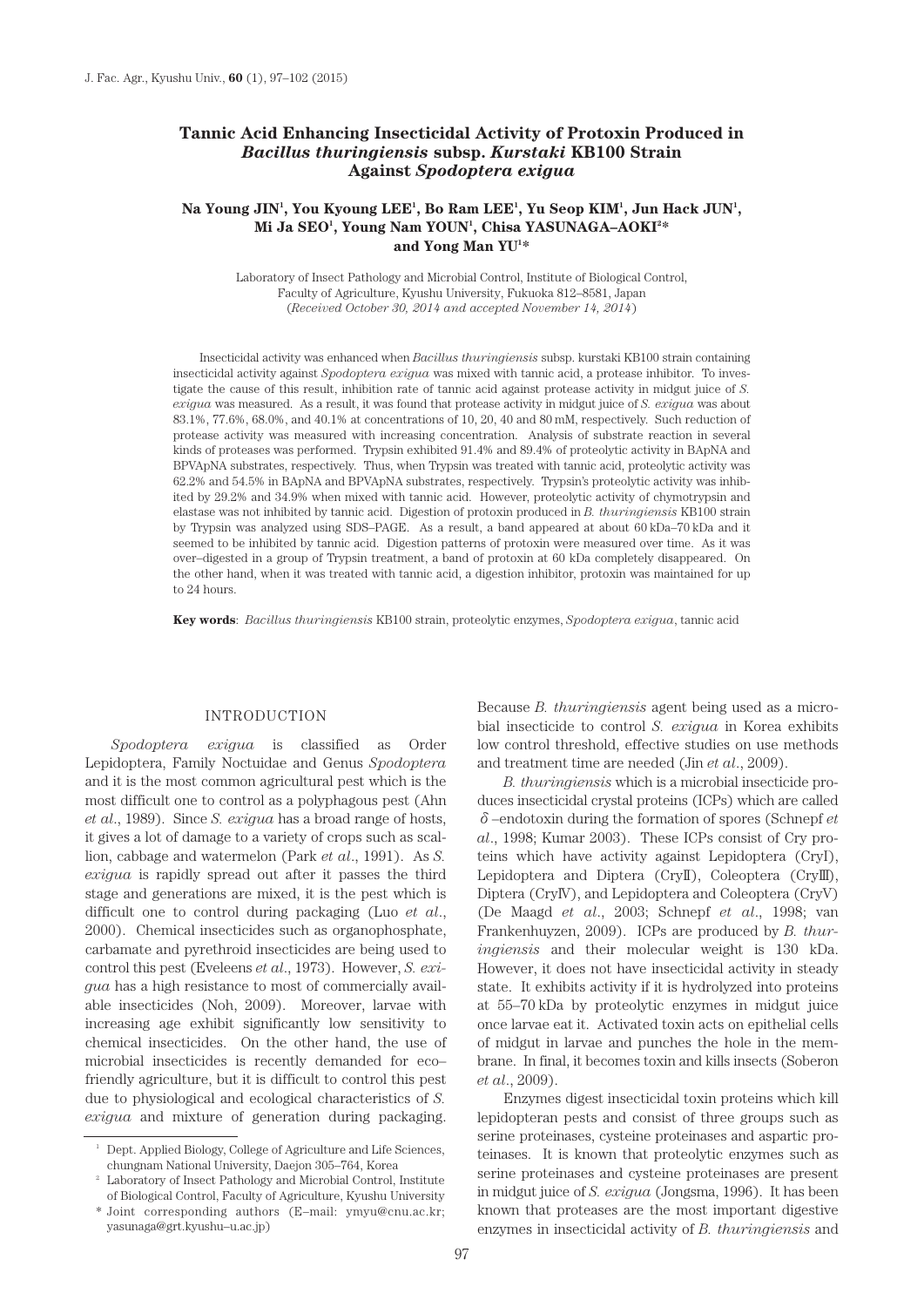# Tannic Acid Enhancing Insecticidal Activity of Protoxin Produced in *Bacillus thuringiensis* subsp. *Kurstaki* KB100 Strain Against *Spodoptera exigua*

**Na Young JIN[1], You Kyoung LEE[1], Bo Ram LEE[1], Yu Seop KIM[1], Jun Hack JUN[1], Mi Ja SEO[1], Young Nam YOUN[1], Chisa YASUNAGA–AOKI[2]* and Yong Man YU[1]***

Laboratory of Insect Pathology and Microbial Control, Institute of Biological Control, Faculty of Agriculture, Kyushu University, Fukuoka 812–8581, Japan
(*Received October 30, 2014 and accepted November 14, 2014*)

Insecticidal activity was enhanced when *Bacillus thuringiensis* subsp. kurstaki KB100 strain containing insecticidal activity against *Spodoptera exigua* was mixed with tannic acid, a protease inhibitor. To investigate the cause of this result, inhibition rate of tannic acid against protease activity in midgut juice of *S. exigua* was measured. As a result, it was found that protease activity in midgut juice of *S. exigua* was about 83.1%, 77.6%, 68.0%, and 40.1% at concentrations of 10, 20, 40 and 80 mM, respectively. Such reduction of protease activity was measured with increasing concentration. Analysis of substrate reaction in several kinds of proteases was performed. Trypsin exhibited 91.4% and 89.4% of proteolytic activity in BApNA and BPVApNA substrates, respectively. Thus, when Trypsin was treated with tannic acid, proteolytic activity was 62.2% and 54.5% in BApNA and BPVApNA substrates, respectively. Trypsin's proteolytic activity was inhibited by 29.2% and 34.9% when mixed with tannic acid. However, proteolytic activity of chymotrypsin and elastase was not inhibited by tannic acid. Digestion of protoxin produced in *B. thuringiensis* KB100 strain by Trypsin was analyzed using SDS–PAGE. As a result, a band appeared at about 60 kDa–70 kDa and it seemed to be inhibited by tannic acid. Digestion patterns of protoxin were measured over time. As it was over–digested in a group of Trypsin treatment, a band of protoxin at 60 kDa completely disappeared. On the other hand, when it was treated with tannic acid, a digestion inhibitor, protoxin was maintained for up to 24 hours.

**Key words**: *Bacillus thuringiensis* KB100 strain, proteolytic enzymes, *Spodoptera exigua*, tannic acid

## INTRODUCTION

*Spodoptera exigua* is classified as Order Lepidoptera, Family Noctuidae and Genus *Spodoptera* and it is the most common agricultural pest which is the most difficult one to control as a polyphagous pest (Ahn *et al*., 1989). Since *S. exigua* has a broad range of hosts, it gives a lot of damage to a variety of crops such as scallion, cabbage and watermelon (Park *et al*., 1991). As *S. exigua* is rapidly spread out after it passes the third stage and generations are mixed, it is the pest which is difficult one to control during packaging (Luo *et al*., 2000). Chemical insecticides such as organophosphate, carbamate and pyrethroid insecticides are being used to control this pest (Eveleens *et al*., 1973). However, *S. exigua* has a high resistance to most of commercially available insecticides (Noh, 2009). Moreover, larvae with increasing age exhibit significantly low sensitivity to chemical insecticides. On the other hand, the use of microbial insecticides is recently demanded for eco–friendly agriculture, but it is difficult to control this pest due to physiological and ecological characteristics of *S. exigua* and mixture of generation during packaging. Because *B. thuringiensis* agent being used as a microbial insecticide to control *S. exigua* in Korea exhibits low control threshold, effective studies on use methods and treatment time are needed (Jin *et al*., 2009).

*B. thuringiensis* which is a microbial insecticide produces insecticidal crystal proteins (ICPs) which are called $\delta$–endotoxin during the formation of spores (Schnepf *et al*., 1998; Kumar 2003). These ICPs consist of Cry proteins which have activity against Lepidoptera (CryI), Lepidoptera and Diptera (CryII), Coleoptera (CryIII), Diptera (CryIV), and Lepidoptera and Coleoptera (CryV) (De Maagd *et al*., 2003; Schnepf *et al*., 1998; van Frankenhuyzen, 2009). ICPs are produced by *B. thuringiensis* and their molecular weight is 130 kDa. However, it does not have insecticidal activity in steady state. It exhibits activity if it is hydrolyzed into proteins at 55–70 kDa by proteolytic enzymes in midgut juice once larvae eat it. Activated toxin acts on epithelial cells of midgut in larvae and punches the hole in the membrane. In final, it becomes toxin and kills insects (Soberon *et al*., 2009).

Enzymes digest insecticidal toxin proteins which kill lepidopteran pests and consist of three groups such as serine proteinases, cysteine proteinases and aspartic proteinases. It is known that proteolytic enzymes such as serine proteinases and cysteine proteinases are present in midgut juice of *S. exigua* (Jongsma, 1996). It has been known that proteases are the most important digestive enzymes in insecticidal activity of *B. thuringiensis* and

---

[1] Dept. Applied Biology, College of Agriculture and Life Sciences, chungnam National University, Daejon 305–764, Korea

[2] Laboratory of Insect Pathology and Microbial Control, Institute of Biological Control, Faculty of Agriculture, Kyushu University

\* Joint corresponding authors (E–mail: ymyu@cnu.ac.kr; yasunaga@grt.kyushu–u.ac.jp)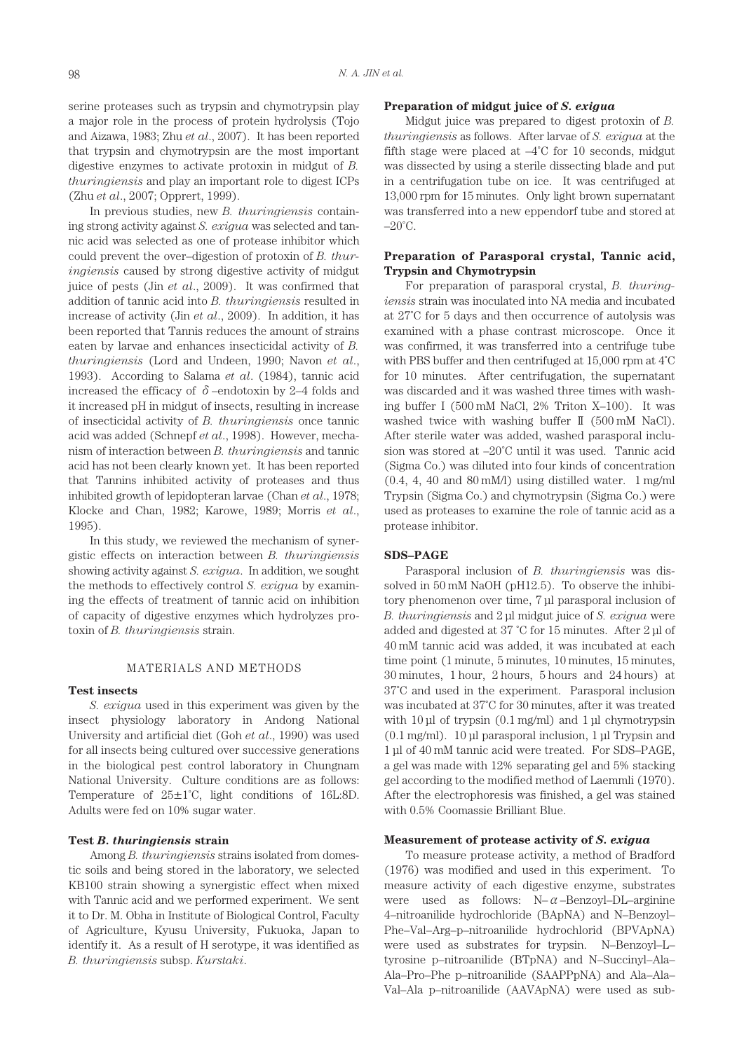serine proteases such as trypsin and chymotrypsin play a major role in the process of protein hydrolysis (Tojo and Aizawa, 1983; Zhu *et al*., 2007). It has been reported that trypsin and chymotrypsin are the most important digestive enzymes to activate protoxin in midgut of *B. thuringiensis* and play an important role to digest ICPs (Zhu *et al*., 2007; Opprert, 1999).

In previous studies, new *B. thuringiensis* containing strong activity against *S. exigua* was selected and tannic acid was selected as one of protease inhibitor which could prevent the over–digestion of protoxin of *B. thuringiensis* caused by strong digestive activity of midgut juice of pests (Jin *et al*., 2009). It was confirmed that addition of tannic acid into *B. thuringiensis* resulted in increase of activity (Jin *et al*., 2009). In addition, it has been reported that Tannis reduces the amount of strains eaten by larvae and enhances insecticidal activity of *B. thuringiensis* (Lord and Undeen, 1990; Navon *et al*., 1993). According to Salama *et al*. (1984), tannic acid increased the efficacy of $\delta$–endotoxin by 2–4 folds and it increased pH in midgut of insects, resulting in increase of insecticidal activity of *B. thuringiensis* once tannic acid was added (Schnepf *et al*., 1998). However, mechanism of interaction between *B. thuringiensis* and tannic acid has not been clearly known yet. It has been reported that Tannins inhibited activity of proteases and thus inhibited growth of lepidopteran larvae (Chan *et al*., 1978; Klocke and Chan, 1982; Karowe, 1989; Morris *et al*., 1995).

In this study, we reviewed the mechanism of synergistic effects on interaction between *B. thuringiensis* showing activity against *S. exigua*. In addition, we sought the methods to effectively control *S. exigua* by examining the effects of treatment of tannic acid on inhibition of capacity of digestive enzymes which hydrolyzes protoxin of *B. thuringiensis* strain.

## MATERIALS AND METHODS

### Test insects

*S. exigua* used in this experiment was given by the insect physiology laboratory in Andong National University and artificial diet (Goh *et al*., 1990) was used for all insects being cultured over successive generations in the biological pest control laboratory in Chungnam National University. Culture conditions are as follows: Temperature of 25±1˚C, light conditions of 16L:8D. Adults were fed on 10% sugar water.

### Test *B. thuringiensis* strain

Among *B. thuringiensis* strains isolated from domestic soils and being stored in the laboratory, we selected KB100 strain showing a synergistic effect when mixed with Tannic acid and we performed experiment. We sent it to Dr. M. Obha in Institute of Biological Control, Faculty of Agriculture, Kyusu University, Fukuoka, Japan to identify it. As a result of H serotype, it was identified as *B. thuringiensis* subsp. *Kurstaki*.

### Preparation of midgut juice of *S. exigua*

Midgut juice was prepared to digest protoxin of *B. thuringiensis* as follows. After larvae of *S. exigua* at the fifth stage were placed at –4˚C for 10 seconds, midgut was dissected by using a sterile dissecting blade and put in a centrifugation tube on ice. It was centrifuged at 13,000 rpm for 15 minutes. Only light brown supernatant was transferred into a new eppendorf tube and stored at –20˚C.

### Preparation of Parasporal crystal, Tannic acid, Trypsin and Chymotrypsin

For preparation of parasporal crystal, *B. thuringiensis* strain was inoculated into NA media and incubated at 27˚C for 5 days and then occurrence of autolysis was examined with a phase contrast microscope. Once it was confirmed, it was transferred into a centrifuge tube with PBS buffer and then centrifuged at 15,000 rpm at 4˚C for 10 minutes. After centrifugation, the supernatant was discarded and it was washed three times with washing buffer I (500 mM NaCl, 2% Triton X–100). It was washed twice with washing buffer Ⅱ (500 mM NaCl). After sterile water was added, washed parasporal inclusion was stored at –20˚C until it was used. Tannic acid (Sigma Co.) was diluted into four kinds of concentration (0.4, 4, 40 and 80 mM/l) using distilled water. 1 mg/ml Trypsin (Sigma Co.) and chymotrypsin (Sigma Co.) were used as proteases to examine the role of tannic acid as a protease inhibitor.

### SDS–PAGE

Parasporal inclusion of *B. thuringiensis* was dissolved in 50 mM NaOH (pH12.5). To observe the inhibitory phenomenon over time, 7 µl parasporal inclusion of *B. thuringiensis* and 2 µl midgut juice of *S. exigua* were added and digested at 37 ˚C for 15 minutes. After 2 µl of 40 mM tannic acid was added, it was incubated at each time point (1 minute, 5 minutes, 10 minutes, 15 minutes, 30 minutes, 1 hour, 2 hours, 5 hours and 24 hours) at 37˚C and used in the experiment. Parasporal inclusion was incubated at 37˚C for 30 minutes, after it was treated with 10 µl of trypsin (0.1 mg/ml) and 1 µl chymotrypsin (0.1 mg/ml). 10 µl parasporal inclusion, 1 µl Trypsin and 1 µl of 40 mM tannic acid were treated. For SDS–PAGE, a gel was made with 12% separating gel and 5% stacking gel according to the modified method of Laemmli (1970). After the electrophoresis was finished, a gel was stained with 0.5% Coomassie Brilliant Blue.

### Measurement of protease activity of *S. exigua*

To measure protease activity, a method of Bradford (1976) was modified and used in this experiment. To measure activity of each digestive enzyme, substrates were used as follows: N–$\alpha$–Benzoyl–DL–arginine 4–nitroanilide hydrochloride (BApNA) and N–Benzoyl–Phe–Val–Arg–p–nitroanilide hydrochlorid (BPVApNA) were used as substrates for trypsin. N–Benzoyl–L–tyrosine p–nitroanilide (BTpNA) and N–Succinyl–Ala–Ala–Pro–Phe p–nitroanilide (SAAPPpNA) and Ala–Ala–Val–Ala p–nitroanilide (AAVApNA) were used as sub-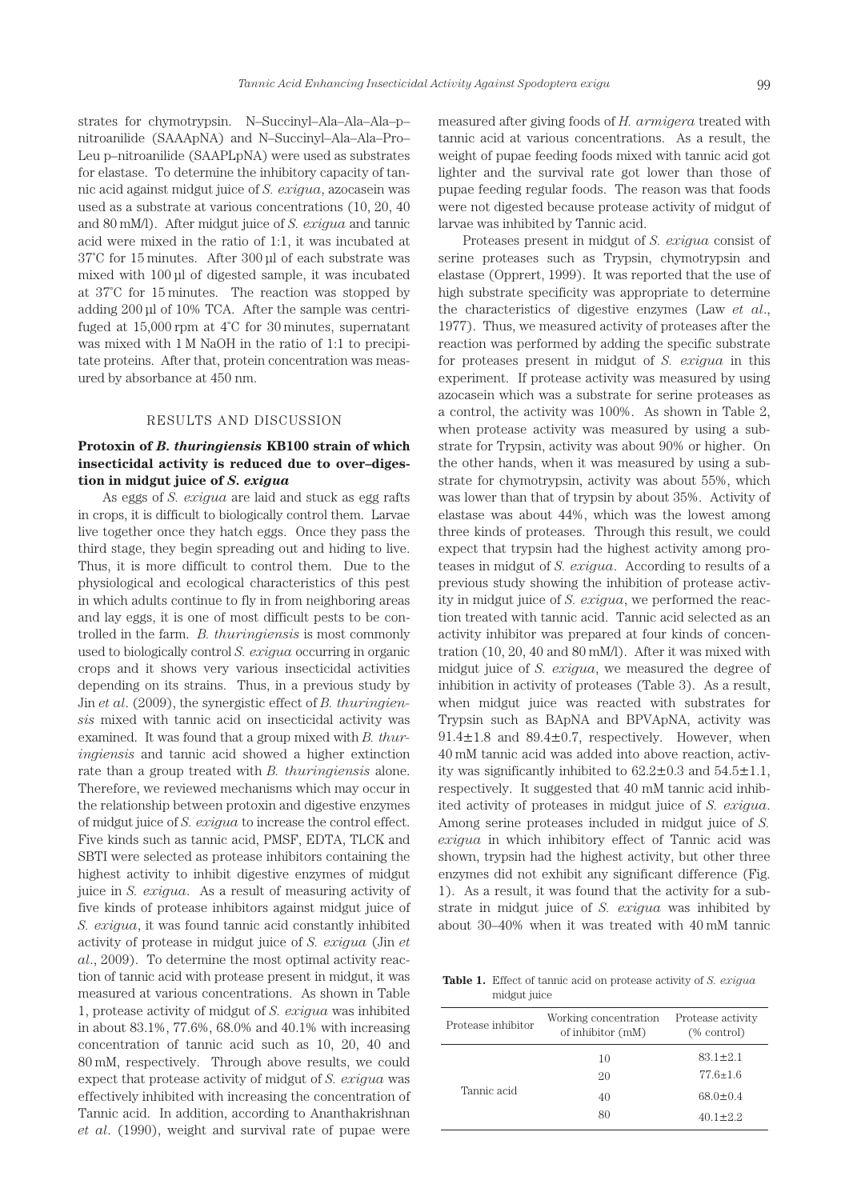strates for chymotrypsin. N–Succinyl–Ala–Ala–Ala–p–nitroanilide (SAAApNA) and N–Succinyl–Ala–Ala–Pro–Leu p–nitroanilide (SAAPLpNA) were used as substrates for elastase. To determine the inhibitory capacity of tannic acid against midgut juice of *S. exigua*, azocasein was used as a substrate at various concentrations (10, 20, 40 and 80 mM/l). After midgut juice of *S. exigua* and tannic acid were mixed in the ratio of 1:1, it was incubated at 37°C for 15 minutes. After 300 µl of each substrate was mixed with 100 µl of digested sample, it was incubated at 37°C for 15 minutes. The reaction was stopped by adding 200 µl of 10% TCA. After the sample was centrifuged at 15,000 rpm at 4°C for 30 minutes, supernatant was mixed with 1 M NaOH in the ratio of 1:1 to precipitate proteins. After that, protein concentration was measured by absorbance at 450 nm.

## RESULTS AND DISCUSSION

### Protoxin of *B. thuringiensis* KB100 strain of which insecticidal activity is reduced due to over–digestion in midgut juice of *S. exigua*

As eggs of *S. exigua* are laid and stuck as egg rafts in crops, it is difficult to biologically control them. Larvae live together once they hatch eggs. Once they pass the third stage, they begin spreading out and hiding to live. Thus, it is more difficult to control them. Due to the physiological and ecological characteristics of this pest in which adults continue to fly in from neighboring areas and lay eggs, it is one of most difficult pests to be controlled in the farm. *B. thuringiensis* is most commonly used to biologically control *S. exigua* occurring in organic crops and it shows very various insecticidal activities depending on its strains. Thus, in a previous study by Jin *et al*. (2009), the synergistic effect of *B. thuringiensis* mixed with tannic acid on insecticidal activity was examined. It was found that a group mixed with *B. thuringiensis* and tannic acid showed a higher extinction rate than a group treated with *B. thuringiensis* alone. Therefore, we reviewed mechanisms which may occur in the relationship between protoxin and digestive enzymes of midgut juice of *S. exigua* to increase the control effect. Five kinds such as tannic acid, PMSF, EDTA, TLCK and SBTI were selected as protease inhibitors containing the highest activity to inhibit digestive enzymes of midgut juice in *S. exigua*. As a result of measuring activity of five kinds of protease inhibitors against midgut juice of *S. exigua*, it was found tannic acid constantly inhibited activity of protease in midgut juice of *S. exigua* (Jin *et al*., 2009). To determine the most optimal activity reaction of tannic acid with protease present in midgut, it was measured at various concentrations. As shown in Table 1, protease activity of midgut of *S. exigua* was inhibited in about 83.1%, 77.6%, 68.0% and 40.1% with increasing concentration of tannic acid such as 10, 20, 40 and 80 mM, respectively. Through above results, we could expect that protease activity of midgut of *S. exigua* was effectively inhibited with increasing the concentration of Tannic acid. In addition, according to Ananthakrishnan *et al*. (1990), weight and survival rate of pupae were measured after giving foods of *H. armigera* treated with tannic acid at various concentrations. As a result, the weight of pupae feeding foods mixed with tannic acid got lighter and the survival rate got lower than those of pupae feeding regular foods. The reason was that foods were not digested because protease activity of midgut of larvae was inhibited by Tannic acid.

Proteases present in midgut of *S. exigua* consist of serine proteases such as Trypsin, chymotrypsin and elastase (Opprert, 1999). It was reported that the use of high substrate specificity was appropriate to determine the characteristics of digestive enzymes (Law *et al*., 1977). Thus, we measured activity of proteases after the reaction was performed by adding the specific substrate for proteases present in midgut of *S. exigua* in this experiment. If protease activity was measured by using azocasein which was a substrate for serine proteases as a control, the activity was 100%. As shown in Table 2, when protease activity was measured by using a substrate for Trypsin, activity was about 90% or higher. On the other hands, when it was measured by using a substrate for chymotrypsin, activity was about 55%, which was lower than that of trypsin by about 35%. Activity of elastase was about 44%, which was the lowest among three kinds of proteases. Through this result, we could expect that trypsin had the highest activity among proteases in midgut of *S. exigua*. According to results of a previous study showing the inhibition of protease activity in midgut juice of *S. exigua*, we performed the reaction treated with tannic acid. Tannic acid selected as an activity inhibitor was prepared at four kinds of concentration (10, 20, 40 and 80 mM/l). After it was mixed with midgut juice of *S. exigua*, we measured the degree of inhibition in activity of proteases (Table 3). As a result, when midgut juice was reacted with substrates for Trypsin such as BApNA and BPVApNA, activity was 91.4±1.8 and 89.4±0.7, respectively. However, when 40 mM tannic acid was added into above reaction, activity was significantly inhibited to 62.2±0.3 and 54.5±1.1, respectively. It suggested that 40 mM tannic acid inhibited activity of proteases in midgut juice of *S. exigua*. Among serine proteases included in midgut juice of *S. exigua* in which inhibitory effect of Tannic acid was shown, trypsin had the highest activity, but other three enzymes did not exhibit any significant difference (Fig. 1). As a result, it was found that the activity for a substrate in midgut juice of *S. exigua* was inhibited by about 30–40% when it was treated with 40 mM tannic

**Table 1.** Effect of tannic acid on protease activity of *S. exigua* midgut juice

| Protease inhibitor | Working concentration of inhibitor (mM) | Protease activity (% control) |
|---|---|---|
| Tannic acid | 10 | 83.1±2.1 |
| | 20 | 77.6±1.6 |
| | 40 | 68.0±0.4 |
| | 80 | 40.1±2.2 |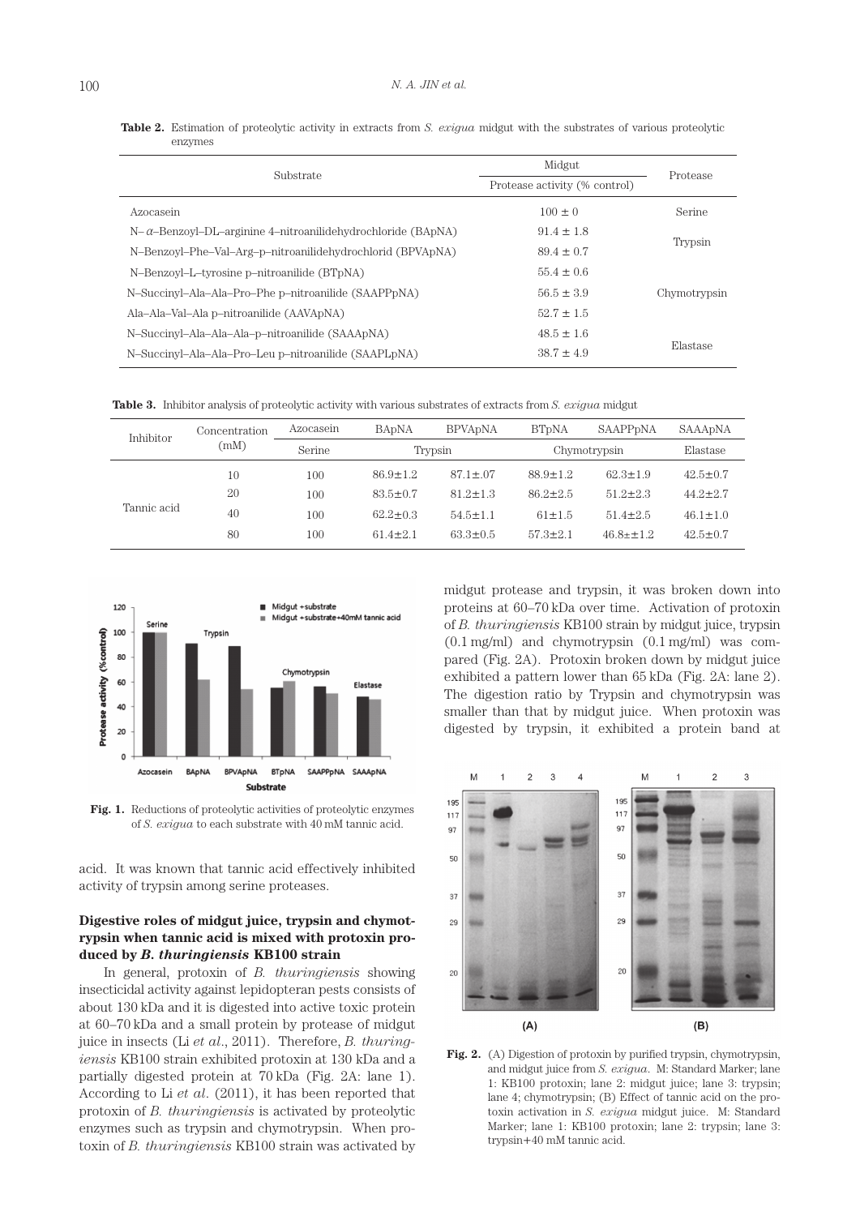**Table 2.** Estimation of proteolytic activity in extracts from *S. exigua* midgut with the substrates of various proteolytic enzymes

| Substrate | Midgut | Protease |
|---|---|---|
| | Protease activity (% control) | |
| Azocasein | 100 ± 0 | Serine |
| N–α–Benzoyl–DL–arginine 4–nitroanilidehydrochloride (BApNA) | 91.4 ± 1.8 | Trypsin |
| N–Benzoyl–Phe–Val–Arg–p–nitroanilidehydrochlorid (BPVApNA) | 89.4 ± 0.7 | |
| N–Benzoyl–L–tyrosine p–nitroanilide (BTpNA) | 55.4 ± 0.6 | Chymotrypsin |
| N–Succinyl–Ala–Ala–Pro–Phe p–nitroanilide (SAAPPpNA) | 56.5 ± 3.9 | |
| Ala–Ala–Val–Ala p–nitroanilide (AAVApNA) | 52.7 ± 1.5 | |
| N–Succinyl–Ala–Ala–Ala–p–nitroanilide (SAAApNA) | 48.5 ± 1.6 | Elastase |
| N–Succinyl–Ala–Ala–Pro–Leu p–nitroanilide (SAAPLpNA) | 38.7 ± 4.9 | |

**Table 3.** Inhibitor analysis of proteolytic activity with various substrates of extracts from *S. exigua* midgut

| Inhibitor | Concentration (mM) | Azocasein | BApNA | BPVApNA | BTpNA | SAAPPpNA | SAAApNA |
|---|---|---|---|---|---|---|---|
| | | Serine | Trypsin | | Chymotrypsin | | Elastase |
| Tannic acid | 10 | 100 | 86.9±1.2 | 87.1±.07 | 88.9±1.2 | 62.3±1.9 | 42.5±0.7 |
| | 20 | 100 | 83.5±0.7 | 81.2±1.3 | 86.2±2.5 | 51.2±2.3 | 44.2±2.7 |
| | 40 | 100 | 62.2±0.3 | 54.5±1.1 | 61±1.5 | 51.4±2.5 | 46.1±1.0 |
| | 80 | 100 | 61.4±2.1 | 63.3±0.5 | 57.3±2.1 | 46.8±±1.2 | 42.5±0.7 |

**Fig. 1.** Reductions of proteolytic activities of proteolytic enzymes of *S. exigua* to each substrate with 40 mM tannic acid.

acid. It was known that tannic acid effectively inhibited activity of trypsin among serine proteases.

### Digestive roles of midgut juice, trypsin and chymotrypsin when tannic acid is mixed with protoxin produced by *B. thuringiensis* KB100 strain

In general, protoxin of *B. thuringiensis* showing insecticidal activity against lepidopteran pests consists of about 130 kDa and it is digested into active toxic protein at 60–70 kDa and a small protein by protease of midgut juice in insects (Li *et al*., 2011). Therefore, *B. thuringiensis* KB100 strain exhibited protoxin at 130 kDa and a partially digested protein at 70 kDa (Fig. 2A: lane 1). According to Li *et al*. (2011), it has been reported that protoxin of *B. thuringiensis* is activated by proteolytic enzymes such as trypsin and chymotrypsin. When protoxin of *B. thuringiensis* KB100 strain was activated by midgut protease and trypsin, it was broken down into proteins at 60–70 kDa over time. Activation of protoxin of *B. thuringiensis* KB100 strain by midgut juice, trypsin (0.1 mg/ml) and chymotrypsin (0.1 mg/ml) was compared (Fig. 2A). Protoxin broken down by midgut juice exhibited a pattern lower than 65 kDa (Fig. 2A: lane 2). The digestion ratio by Trypsin and chymotrypsin was smaller than that by midgut juice. When protoxin was digested by trypsin, it exhibited a protein band at

**Fig. 2.** (A) Digestion of protoxin by purified trypsin, chymotrypsin, and midgut juice from *S. exigua*. M: Standard Marker; lane 1: KB100 protoxin; lane 2: midgut juice; lane 3: trypsin; lane 4; chymotrypsin; (B) Effect of tannic acid on the protoxin activation in *S. exigua* midgut juice. M: Standard Marker; lane 1: KB100 protoxin; lane 2: trypsin; lane 3: trypsin+40 mM tannic acid.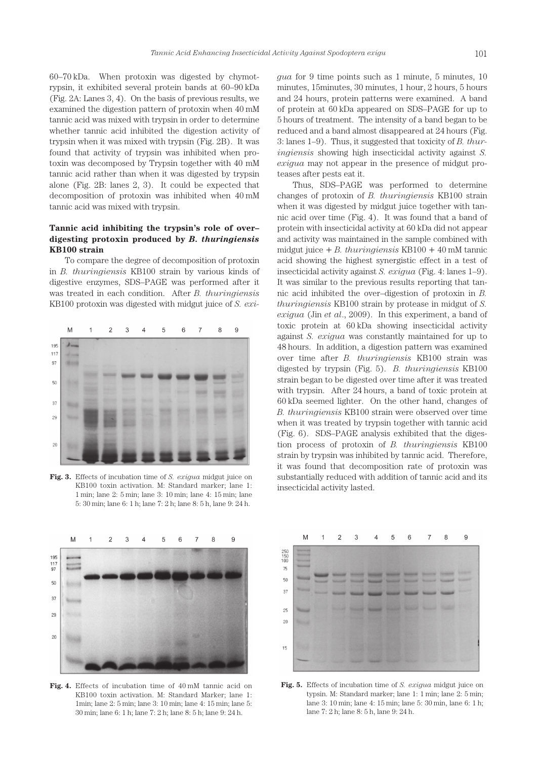60–70 kDa. When protoxin was digested by chymotrypsin, it exhibited several protein bands at 60–90 kDa (Fig. 2A: Lanes 3, 4). On the basis of previous results, we examined the digestion pattern of protoxin when 40 mM tannic acid was mixed with trypsin in order to determine whether tannic acid inhibited the digestion activity of trypsin when it was mixed with trypsin (Fig. 2B). It was found that activity of trypsin was inhibited when protoxin was decomposed by Trypsin together with 40 mM tannic acid rather than when it was digested by trypsin alone (Fig. 2B: lanes 2, 3). It could be expected that decomposition of protoxin was inhibited when 40 mM tannic acid was mixed with trypsin.

### Tannic acid inhibiting the trypsin's role of over–digesting protoxin produced by *B. thuringiensis* KB100 strain

To compare the degree of decomposition of protoxin in *B. thuringiensis* KB100 strain by various kinds of digestive enzymes, SDS–PAGE was performed after it was treated in each condition. After *B. thuringiensis* KB100 protoxin was digested with midgut juice of *S. exigua* for 9 time points such as 1 minute, 5 minutes, 10 minutes, 15minutes, 30 minutes, 1 hour, 2 hours, 5 hours and 24 hours, protein patterns were examined. A band of protein at 60 kDa appeared on SDS–PAGE for up to 5 hours of treatment. The intensity of a band began to be reduced and a band almost disappeared at 24 hours (Fig. 3: lanes 1–9). Thus, it suggested that toxicity of *B. thuringiensis* showing high insecticidal activity against *S. exigua* may not appear in the presence of midgut proteases after pests eat it.

Fig. 3. Effects of incubation time of *S. exigua* midgut juice on KB100 toxin activation. M: Standard marker; lane 1: 1 min; lane 2: 5 min; lane 3: 10 min; lane 4: 15 min; lane 5: 30 min; lane 6: 1 h; lane 7: 2 h; lane 8: 5 h, lane 9: 24 h.

Thus, SDS–PAGE was performed to determine changes of protoxin of *B. thuringiensis* KB100 strain when it was digested by midgut juice together with tannic acid over time (Fig. 4). It was found that a band of protein with insecticidal activity at 60 kDa did not appear and activity was maintained in the sample combined with midgut juice + *B. thuringiensis* KB100 + 40 mM tannic acid showing the highest synergistic effect in a test of insecticidal activity against *S. exigua* (Fig. 4: lanes 1–9). It was similar to the previous results reporting that tannic acid inhibited the over–digestion of protoxin in *B. thuringiensis* KB100 strain by protease in midgut of *S. exigua* (Jin *et al*., 2009). In this experiment, a band of toxic protein at 60 kDa showing insecticidal activity against *S. exigua* was constantly maintained for up to 48 hours. In addition, a digestion pattern was examined over time after *B. thuringiensis* KB100 strain was digested by trypsin (Fig. 5). *B. thuringiensis* KB100 strain began to be digested over time after it was treated with trypsin. After 24 hours, a band of toxic protein at 60 kDa seemed lighter. On the other hand, changes of *B. thuringiensis* KB100 strain were observed over time when it was treated by trypsin together with tannic acid (Fig. 6). SDS–PAGE analysis exhibited that the digestion process of protoxin of *B. thuringiensis* KB100 strain by trypsin was inhibited by tannic acid. Therefore, it was found that decomposition rate of protoxin was substantially reduced with addition of tannic acid and its insecticidal activity lasted.

Fig. 4. Effects of incubation time of 40 mM tannic acid on KB100 toxin activation. M: Standard Marker; lane 1: 1min; lane 2: 5 min; lane 3: 10 min; lane 4: 15 min; lane 5: 30 min; lane 6: 1 h; lane 7: 2 h; lane 8: 5 h; lane 9: 24 h.

Fig. 5. Effects of incubation time of *S. exigua* midgut juice on typsin. M: Standard marker; lane 1: 1 min; lane 2: 5 min; lane 3: 10 min; lane 4: 15 min; lane 5: 30 min, lane 6: 1 h; lane 7: 2 h; lane 8: 5 h, lane 9: 24 h.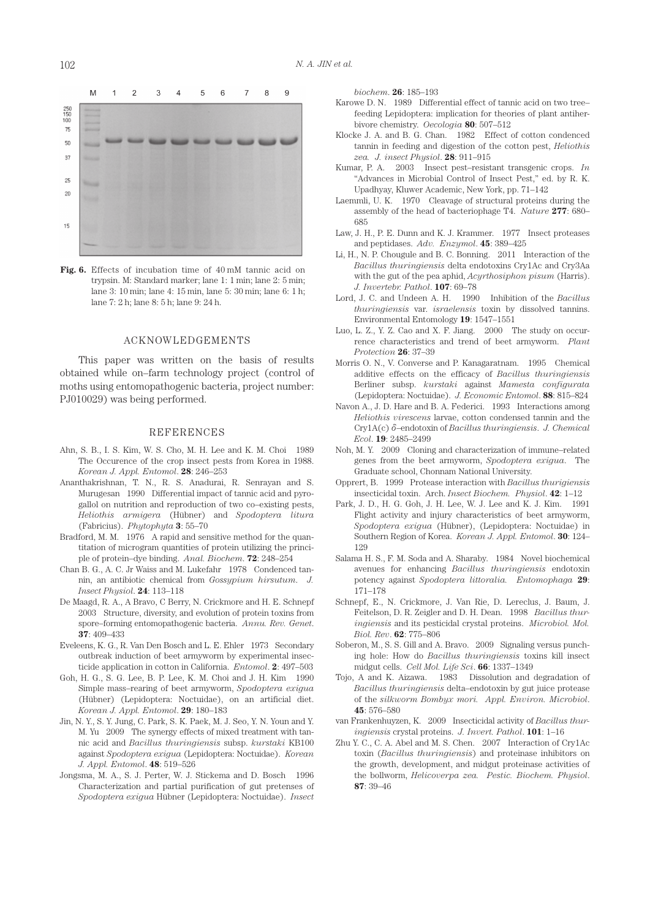M 1 2 3 4 5 6 7 8 9

250
150
100
75
50
37
25
20
15

**Fig. 6.** Effects of incubation time of 40 mM tannic acid on trypsin. M: Standard marker; lane 1: 1 min; lane 2: 5 min; lane 3: 10 min; lane 4: 15 min, lane 5: 30 min; lane 6: 1 h; lane 7: 2 h; lane 8: 5 h; lane 9: 24 h.

## ACKNOWLEDGEMENTS

This paper was written on the basis of results obtained while on–farm technology project (control of moths using entomopathogenic bacteria, project number: PJ010029) was being performed.

## REFERENCES

Ahn, S. B., I. S. Kim, W. S. Cho, M. H. Lee and K. M. Choi 1989 The Occurence of the crop insect pests from Korea in 1988. *Korean J. Appl. Entomol.* **28**: 246–253

Ananthakrishnan, T. N., R. S. Anadurai, R. Senrayan and S. Murugesan 1990 Differential impact of tannic acid and pyrogallol on nutrition and reproduction of two co–existing pests, *Heliothis armigera* (Hübner) and *Spodoptera litura* (Fabricius). *Phytophyta* **3**: 55–70

Bradford, M. M. 1976 A rapid and sensitive method for the quantitation of microgram quantities of protein utilizing the principle of protein–dye binding. *Anal. Biochem.* **72**: 248–254

Chan B. G., A. C. Jr Waiss and M. Lukefahr 1978 Condenced tannin, an antibiotic chemical from *Gossypium hirsutum*. *J. Insect Physiol.* **24**: 113–118

De Maagd, R. A., A Bravo, C Berry, N. Crickmore and H. E. Schnepf 2003 Structure, diversity, and evolution of protein toxins from spore–forming entomopathogenic bacteria. *Annu. Rev. Genet.* **37**: 409–433

Eveleens, K. G., R. Van Den Bosch and L. E. Ehler 1973 Secondary outbreak induction of beet armyworm by experimental insecticide application in cotton in California. *Entomol.* **2**: 497–503

Goh, H. G., S. G. Lee, B. P. Lee, K. M. Choi and J. H. Kim 1990 Simple mass–rearing of beet armyworm, *Spodoptera exigua* (Hübner) (Lepidoptera: Noctuidae), on an artificial diet. *Korean J. Appl. Entomol.* **29**: 180–183

Jin, N. Y., S. Y. Jung, C. Park, S. K. Paek, M. J. Seo, Y. N. Youn and Y. M. Yu 2009 The synergy effects of mixed treatment with tannic acid and *Bacillus thuringiensis* subsp. *kurstaki* KB100 against *Spodoptera exigua* (Lepidoptera: Noctuidae). *Korean J. Appl. Entomol.* **48**: 519–526

Jongsma, M. A., S. J. Perter, W. J. Stickema and D. Bosch 1996 Characterization and partial purification of gut pretenses of *Spodoptera exigua* Hübner (Lepidoptera: Noctuidae). *Insect biochem.* **26**: 185–193

Karowe D. N. 1989 Differential effect of tannic acid on two tree–feeding Lepidoptera: implication for theories of plant antiherbivore chemistry. *Oecologia* **80**: 507–512

Klocke J. A. and B. G. Chan. 1982 Effect of cotton condenced tannin in feeding and digestion of the cotton pest, *Heliothis zea*. *J. insect Physiol.* **28**: 911–915

Kumar, P. A. 2003 Insect pest–resistant transgenic crops. *In* "Advances in Microbial Control of Insect Pest," ed. by R. K. Upadhyay, Kluwer Academic, New York, pp. 71–142

Laemmli, U. K. 1970 Cleavage of structural proteins during the assembly of the head of bacteriophage T4. *Nature* **277**: 680–685

Law, J. H., P. E. Dunn and K. J. Krammer. 1977 Insect proteases and peptidases. *Adv. Enzymol.* **45**: 389–425

Li, H., N. P. Chougule and B. C. Bonning. 2011 Interaction of the *Bacillus thuringiensis* delta endotoxins Cry1Ac and Cry3Aa with the gut of the pea aphid, *Acyrthosiphon pisum* (Harris). *J. Invertebr. Pathol.* **107**: 69–78

Lord, J. C. and Undeen A. H. 1990 Inhibition of the *Bacillus thuringiensis* var. *israelensis* toxin by dissolved tannins. Environmental Entomology **19**: 1547–1551

Luo, L. Z., Y. Z. Cao and X. F. Jiang. 2000 The study on occurrence characteristics and trend of beet armyworm. *Plant Protection* **26**: 37–39

Morris O. N., V. Converse and P. Kanagaratnam. 1995 Chemical additive effects on the efficacy of *Bacillus thuringiensis* Berliner subsp. *kurstaki* against *Mamesta configurata* (Lepidoptera: Noctuidae). *J. Economic Entomol.* **88**: 815–824

Navon A., J. D. Hare and B. A. Federici. 1993 Interactions among *Heliothis virescens* larvae, cotton condensed tannin and the Cry1A(c) δ–endotoxin of *Bacillus thuringiensis*. *J. Chemical Ecol.* **19**: 2485–2499

Noh, M. Y. 2009 Cloning and characterization of immune–related genes from the beet armyworm, *Spodoptera exigua*. The Graduate school, Chonnam National University.

Opprert, B. 1999 Protease interaction with *Bacillus thurigiensis* insecticidal toxin. Arch. *Insect Biochem. Physiol.* **42**: 1–12

Park, J. D., H. G. Goh, J. H. Lee, W. J. Lee and K. J. Kim. 1991 Flight activity and injury characteristics of beet armyworm, *Spodoptera exigua* (Hübner), (Lepidoptera: Noctuidae) in Southern Region of Korea. *Korean J. Appl. Entomol.* **30**: 124–129

Salama H. S., F. M. Soda and A. Sharaby. 1984 Novel biochemical avenues for enhancing *Bacillus thuringiensis* endotoxin potency against *Spodoptera littoralia*. *Entomophaga* **29**: 171–178

Schnepf, E., N. Crickmore, J. Van Rie, D. Lereclus, J. Baum, J. Feitelson, D. R. Zeigler and D. H. Dean. 1998 *Bacillus thuringiensis* and its pesticidal crystal proteins. *Microbiol. Mol. Biol. Rev.* **62**: 775–806

Soberon, M., S. S. Gill and A. Bravo. 2009 Signaling versus punching hole: How do *Bacillus thuringiensis* toxins kill insect midgut cells. *Cell Mol. Life Sci.* **66**: 1337–1349

Tojo, A and K. Aizawa. 1983 Dissolution and degradation of *Bacillus thuringiensis* delta–endotoxin by gut juice protease of the *silkworm Bombyx mori*. *Appl. Environ. Microbiol.* **45**: 576–580

van Frankenhuyzen, K. 2009 Insecticidal activity of *Bacillus thuringiensis* crystal proteins. *J. Invert. Pathol.* **101**: 1–16

Zhu Y. C., C. A. Abel and M. S. Chen. 2007 Interaction of Cry1Ac toxin (*Bacillus thuringiensis*) and proteinase inhibitors on the growth, development, and midgut proteinase activities of the bollworm, *Helicoverpa zea*. *Pestic. Biochem. Physiol.* **87**: 39–46